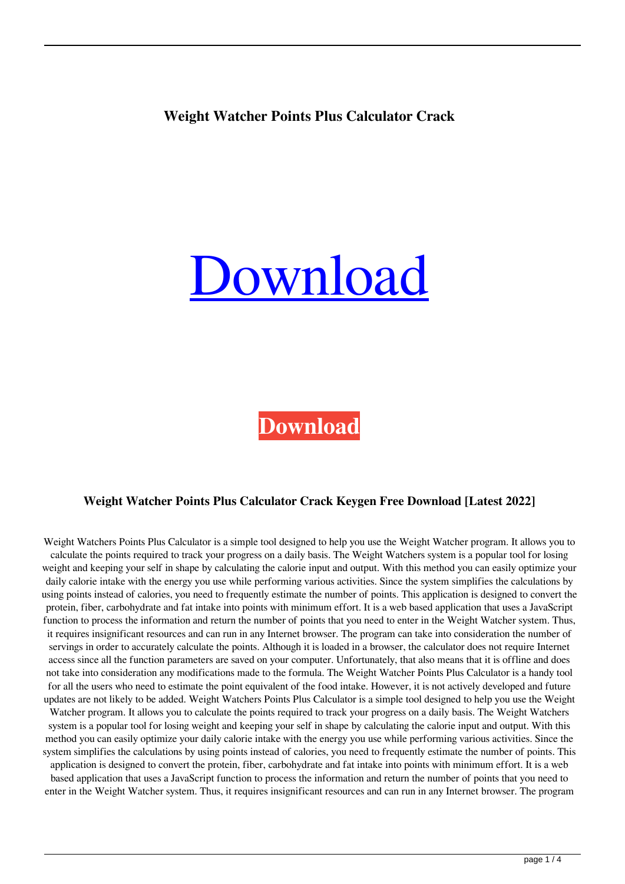**Weight Watcher Points Plus Calculator Crack**

[Download](#)

**Download**

### Weight Watcher Points Plus Calculator Crack Keygen Free Download [Latest 2022]

Weight Watchers Points Plus Calculator is a simple tool designed to help you use the Weight Watcher program. It allows you to calculate the points required to track your progress on a daily basis. The Weight Watchers system is a popular tool for losing weight and keeping your self in shape by calculating the calorie input and output. With this method you can easily optimize your daily calorie intake with the energy you use while performing various activities. Since the system simplifies the calculations by using points instead of calories, you need to frequently estimate the number of points. This application is designed to convert the protein, fiber, carbohydrate and fat intake into points with minimum effort. It is a web based application that uses a JavaScript function to process the information and return the number of points that you need to enter in the Weight Watcher system. Thus, it requires insignificant resources and can run in any Internet browser. The program can take into consideration the number of servings in order to accurately calculate the points. Although it is loaded in a browser, the calculator does not require Internet access since all the function parameters are saved on your computer. Unfortunately, that also means that it is offline and does not take into consideration any modifications made to the formula. The Weight Watcher Points Plus Calculator is a handy tool for all the users who need to estimate the point equivalent of the food intake. However, it is not actively developed and future updates are not likely to be added. Weight Watchers Points Plus Calculator is a simple tool designed to help you use the Weight Watcher program. It allows you to calculate the points required to track your progress on a daily basis. The Weight Watchers system is a popular tool for losing weight and keeping your self in shape by calculating the calorie input and output. With this method you can easily optimize your daily calorie intake with the energy you use while performing various activities. Since the system simplifies the calculations by using points instead of calories, you need to frequently estimate the number of points. This application is designed to convert the protein, fiber, carbohydrate and fat intake into points with minimum effort. It is a web based application that uses a JavaScript function to process the information and return the number of points that you need to enter in the Weight Watcher system. Thus, it requires insignificant resources and can run in any Internet browser. The program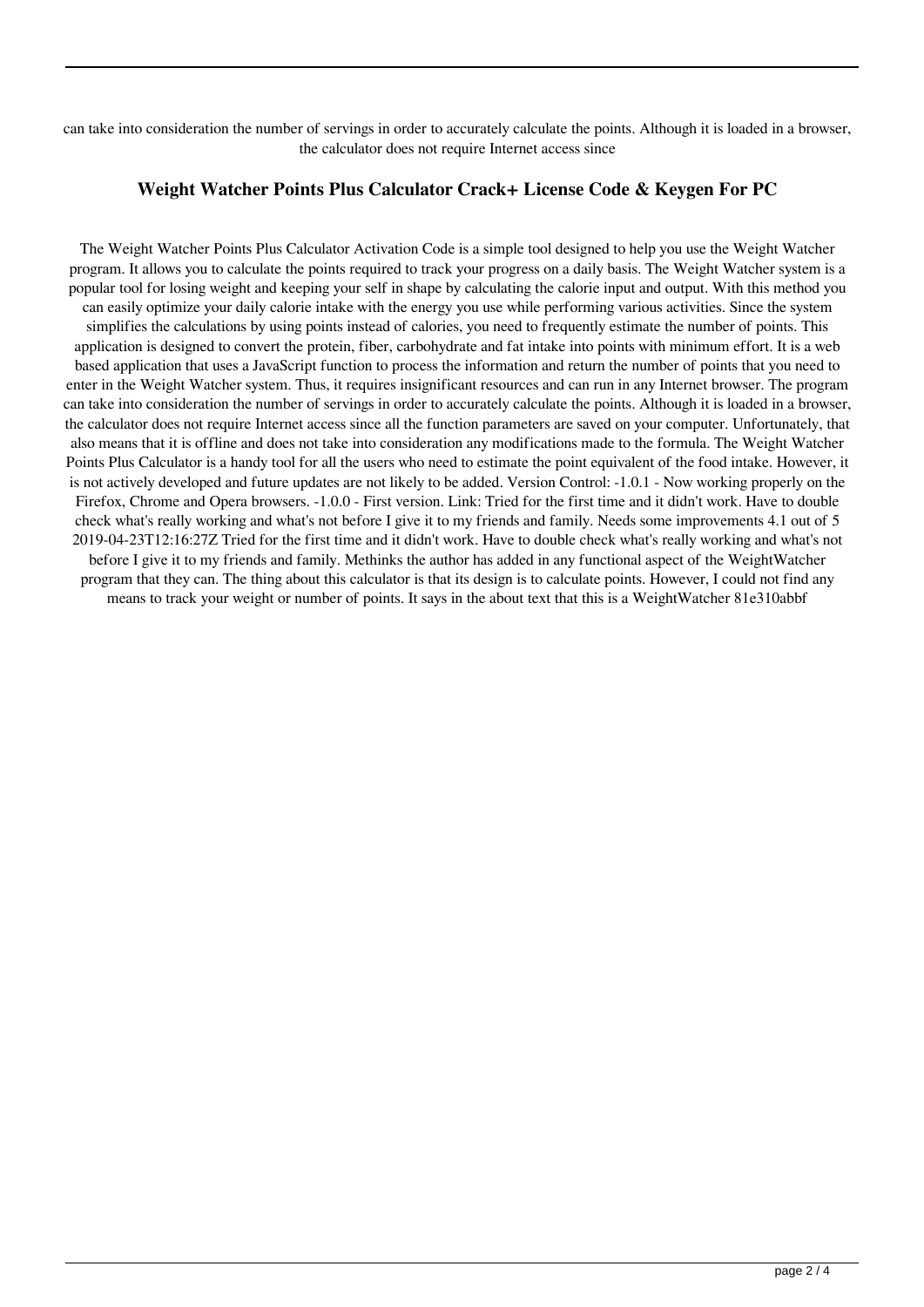can take into consideration the number of servings in order to accurately calculate the points. Although it is loaded in a browser, the calculator does not require Internet access since

### Weight Watcher Points Plus Calculator Crack+ License Code & Keygen For PC

The Weight Watcher Points Plus Calculator Activation Code is a simple tool designed to help you use the Weight Watcher program. It allows you to calculate the points required to track your progress on a daily basis. The Weight Watcher system is a popular tool for losing weight and keeping your self in shape by calculating the calorie input and output. With this method you can easily optimize your daily calorie intake with the energy you use while performing various activities. Since the system simplifies the calculations by using points instead of calories, you need to frequently estimate the number of points. This application is designed to convert the protein, fiber, carbohydrate and fat intake into points with minimum effort. It is a web based application that uses a JavaScript function to process the information and return the number of points that you need to enter in the Weight Watcher system. Thus, it requires insignificant resources and can run in any Internet browser. The program can take into consideration the number of servings in order to accurately calculate the points. Although it is loaded in a browser, the calculator does not require Internet access since all the function parameters are saved on your computer. Unfortunately, that also means that it is offline and does not take into consideration any modifications made to the formula. The Weight Watcher Points Plus Calculator is a handy tool for all the users who need to estimate the point equivalent of the food intake. However, it is not actively developed and future updates are not likely to be added. Version Control: -1.0.1 - Now working properly on the Firefox, Chrome and Opera browsers. -1.0.0 - First version. Link: Tried for the first time and it didn't work. Have to double check what's really working and what's not before I give it to my friends and family. Needs some improvements 4.1 out of 5 2019-04-23T12:16:27Z Tried for the first time and it didn't work. Have to double check what's really working and what's not before I give it to my friends and family. Methinks the author has added in any functional aspect of the WeightWatcher program that they can. The thing about this calculator is that its design is to calculate points. However, I could not find any means to track your weight or number of points. It says in the about text that this is a WeightWatcher 81e310abbf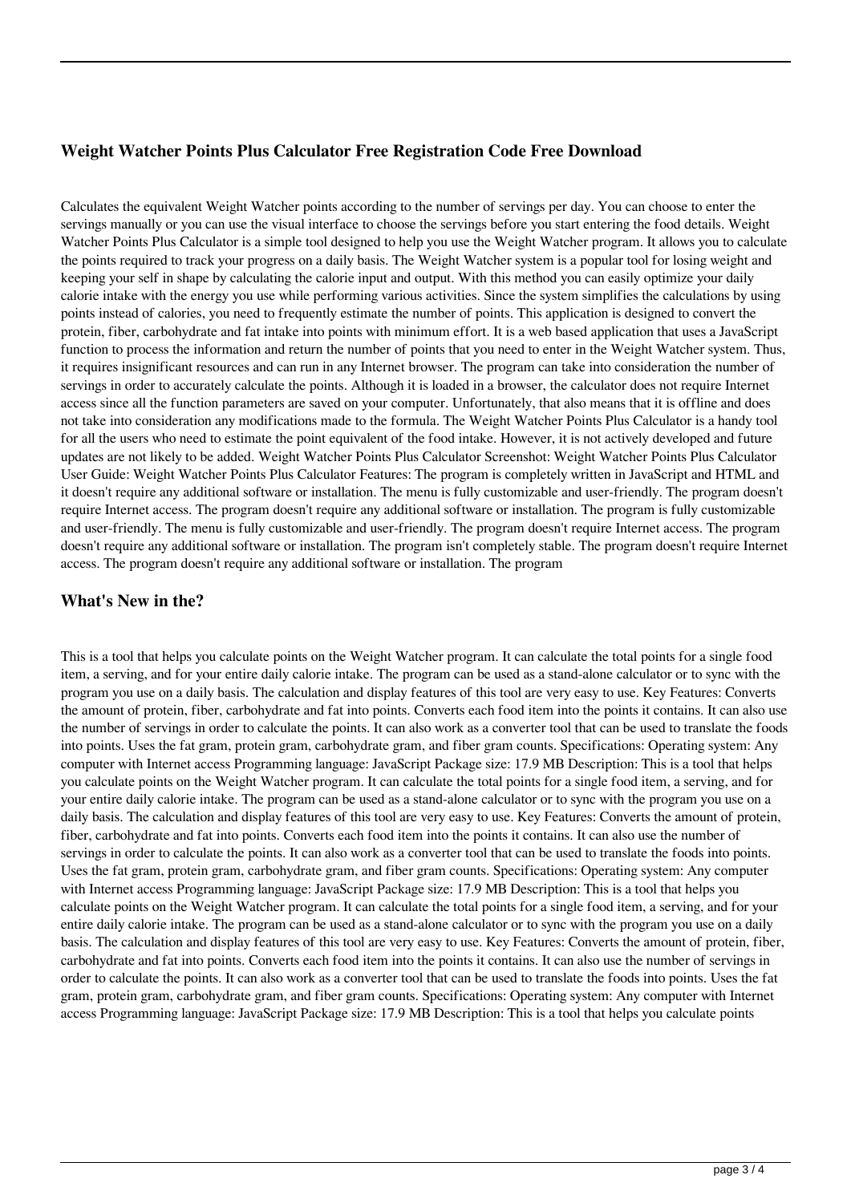### Weight Watcher Points Plus Calculator Free Registration Code Free Download

Calculates the equivalent Weight Watcher points according to the number of servings per day. You can choose to enter the servings manually or you can use the visual interface to choose the servings before you start entering the food details. Weight Watcher Points Plus Calculator is a simple tool designed to help you use the Weight Watcher program. It allows you to calculate the points required to track your progress on a daily basis. The Weight Watcher system is a popular tool for losing weight and keeping your self in shape by calculating the calorie input and output. With this method you can easily optimize your daily calorie intake with the energy you use while performing various activities. Since the system simplifies the calculations by using points instead of calories, you need to frequently estimate the number of points. This application is designed to convert the protein, fiber, carbohydrate and fat intake into points with minimum effort. It is a web based application that uses a JavaScript function to process the information and return the number of points that you need to enter in the Weight Watcher system. Thus, it requires insignificant resources and can run in any Internet browser. The program can take into consideration the number of servings in order to accurately calculate the points. Although it is loaded in a browser, the calculator does not require Internet access since all the function parameters are saved on your computer. Unfortunately, that also means that it is offline and does not take into consideration any modifications made to the formula. The Weight Watcher Points Plus Calculator is a handy tool for all the users who need to estimate the point equivalent of the food intake. However, it is not actively developed and future updates are not likely to be added. Weight Watcher Points Plus Calculator Screenshot: Weight Watcher Points Plus Calculator User Guide: Weight Watcher Points Plus Calculator Features: The program is completely written in JavaScript and HTML and it doesn't require any additional software or installation. The menu is fully customizable and user-friendly. The program doesn't require Internet access. The program doesn't require any additional software or installation. The program is fully customizable and user-friendly. The menu is fully customizable and user-friendly. The program doesn't require Internet access. The program doesn't require any additional software or installation. The program isn't completely stable. The program doesn't require Internet access. The program doesn't require any additional software or installation. The program

### What's New in the?

This is a tool that helps you calculate points on the Weight Watcher program. It can calculate the total points for a single food item, a serving, and for your entire daily calorie intake. The program can be used as a stand-alone calculator or to sync with the program you use on a daily basis. The calculation and display features of this tool are very easy to use. Key Features: Converts the amount of protein, fiber, carbohydrate and fat into points. Converts each food item into the points it contains. It can also use the number of servings in order to calculate the points. It can also work as a converter tool that can be used to translate the foods into points. Uses the fat gram, protein gram, carbohydrate gram, and fiber gram counts. Specifications: Operating system: Any computer with Internet access Programming language: JavaScript Package size: 17.9 MB Description: This is a tool that helps you calculate points on the Weight Watcher program. It can calculate the total points for a single food item, a serving, and for your entire daily calorie intake. The program can be used as a stand-alone calculator or to sync with the program you use on a daily basis. The calculation and display features of this tool are very easy to use. Key Features: Converts the amount of protein, fiber, carbohydrate and fat into points. Converts each food item into the points it contains. It can also use the number of servings in order to calculate the points. It can also work as a converter tool that can be used to translate the foods into points. Uses the fat gram, protein gram, carbohydrate gram, and fiber gram counts. Specifications: Operating system: Any computer with Internet access Programming language: JavaScript Package size: 17.9 MB Description: This is a tool that helps you calculate points on the Weight Watcher program. It can calculate the total points for a single food item, a serving, and for your entire daily calorie intake. The program can be used as a stand-alone calculator or to sync with the program you use on a daily basis. The calculation and display features of this tool are very easy to use. Key Features: Converts the amount of protein, fiber, carbohydrate and fat into points. Converts each food item into the points it contains. It can also use the number of servings in order to calculate the points. It can also work as a converter tool that can be used to translate the foods into points. Uses the fat gram, protein gram, carbohydrate gram, and fiber gram counts. Specifications: Operating system: Any computer with Internet access Programming language: JavaScript Package size: 17.9 MB Description: This is a tool that helps you calculate points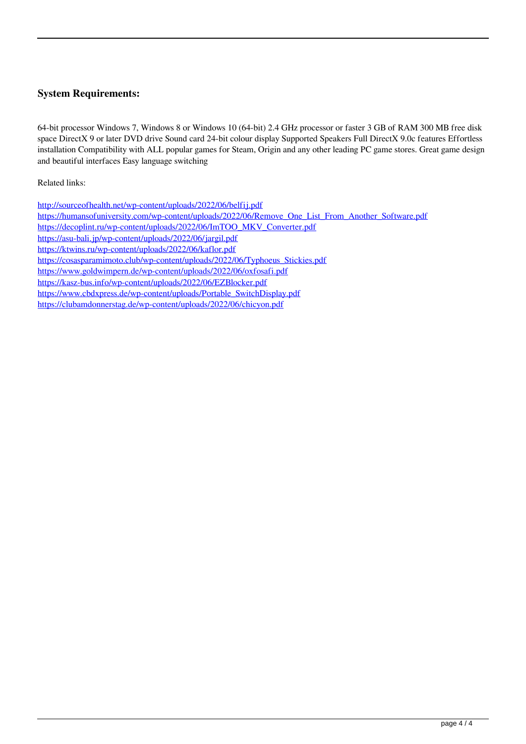## System Requirements:

64-bit processor Windows 7, Windows 8 or Windows 10 (64-bit) 2.4 GHz processor or faster 3 GB of RAM 300 MB free disk space DirectX 9 or later DVD drive Sound card 24-bit colour display Supported Speakers Full DirectX 9.0c features Effortless installation Compatibility with ALL popular games for Steam, Origin and any other leading PC game stores. Great game design and beautiful interfaces Easy language switching

Related links:

http://sourceofhealth.net/wp-content/uploads/2022/06/belfij.pdf
https://humansofuniversity.com/wp-content/uploads/2022/06/Remove_One_List_From_Another_Software.pdf
https://decoplint.ru/wp-content/uploads/2022/06/ImTOO_MKV_Converter.pdf
https://asu-bali.jp/wp-content/uploads/2022/06/jargil.pdf
https://ktwins.ru/wp-content/uploads/2022/06/kaflor.pdf
https://cosasparamimoto.club/wp-content/uploads/2022/06/Typhoeus_Stickies.pdf
https://www.goldwimpern.de/wp-content/uploads/2022/06/oxfosafi.pdf
https://kasz-bus.info/wp-content/uploads/2022/06/EZBlocker.pdf
https://www.cbdxpress.de/wp-content/uploads/Portable_SwitchDisplay.pdf
https://clubamdonnerstag.de/wp-content/uploads/2022/06/chicyon.pdf